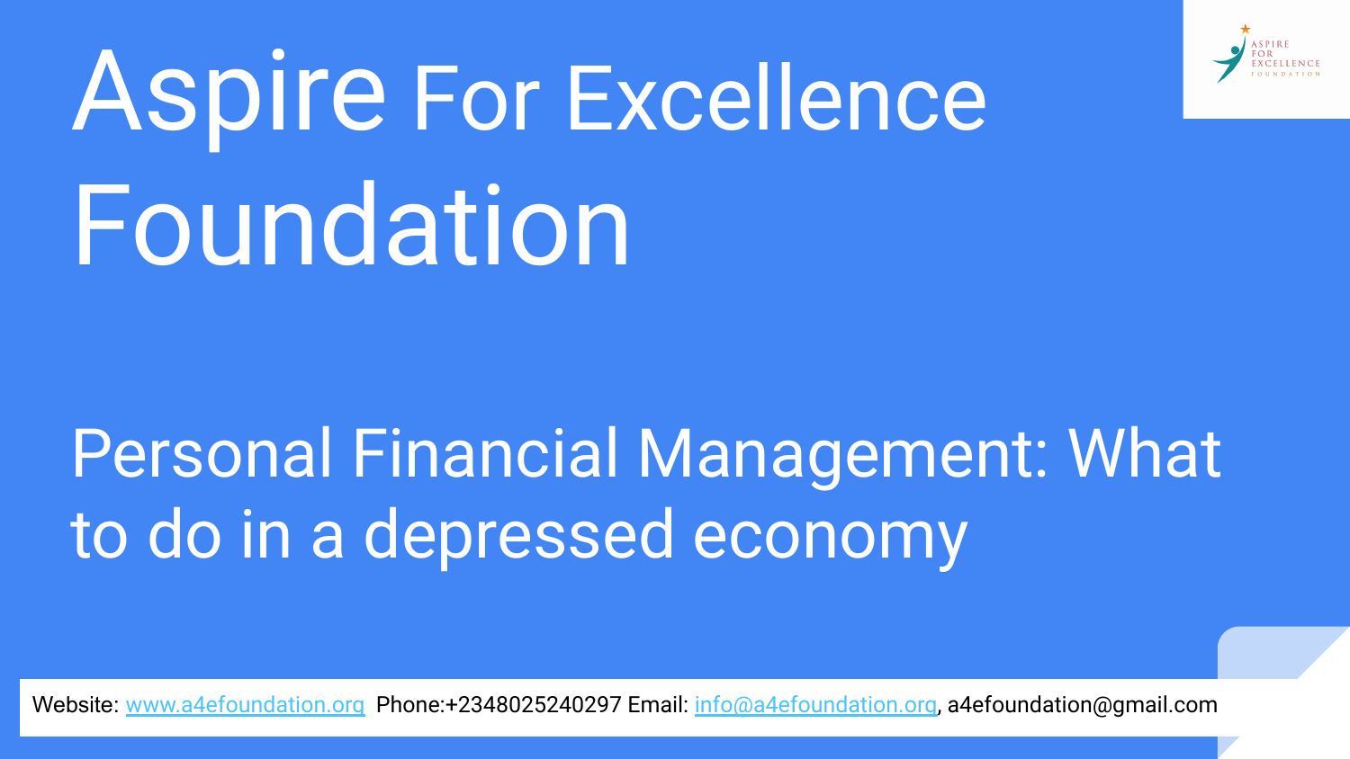# Aspire For Excellence Foundation

## Personal Financial Management: What to do in a depressed economy

Website: www.a4efoundation.org Phone:+2348025240297 Email: info@a4efoundation.org, a4efoundation@gmail.com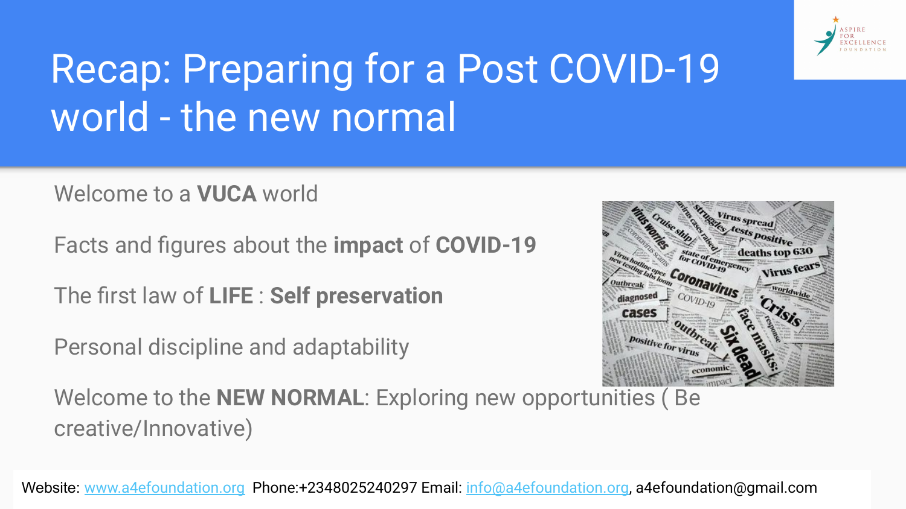# Recap: Preparing for a Post COVID-19 world - the new normal

Welcome to a **VUCA** world

Facts and figures about the **impact** of **COVID-19**

The first law of **LIFE** : **Self preservation**

Personal discipline and adaptability

Welcome to the **NEW NORMAL**: Exploring new opportunities ( Be creative/Innovative)

Website: www.a4efoundation.org Phone:+2348025240297 Email: info@a4efoundation.org, a4efoundation@gmail.com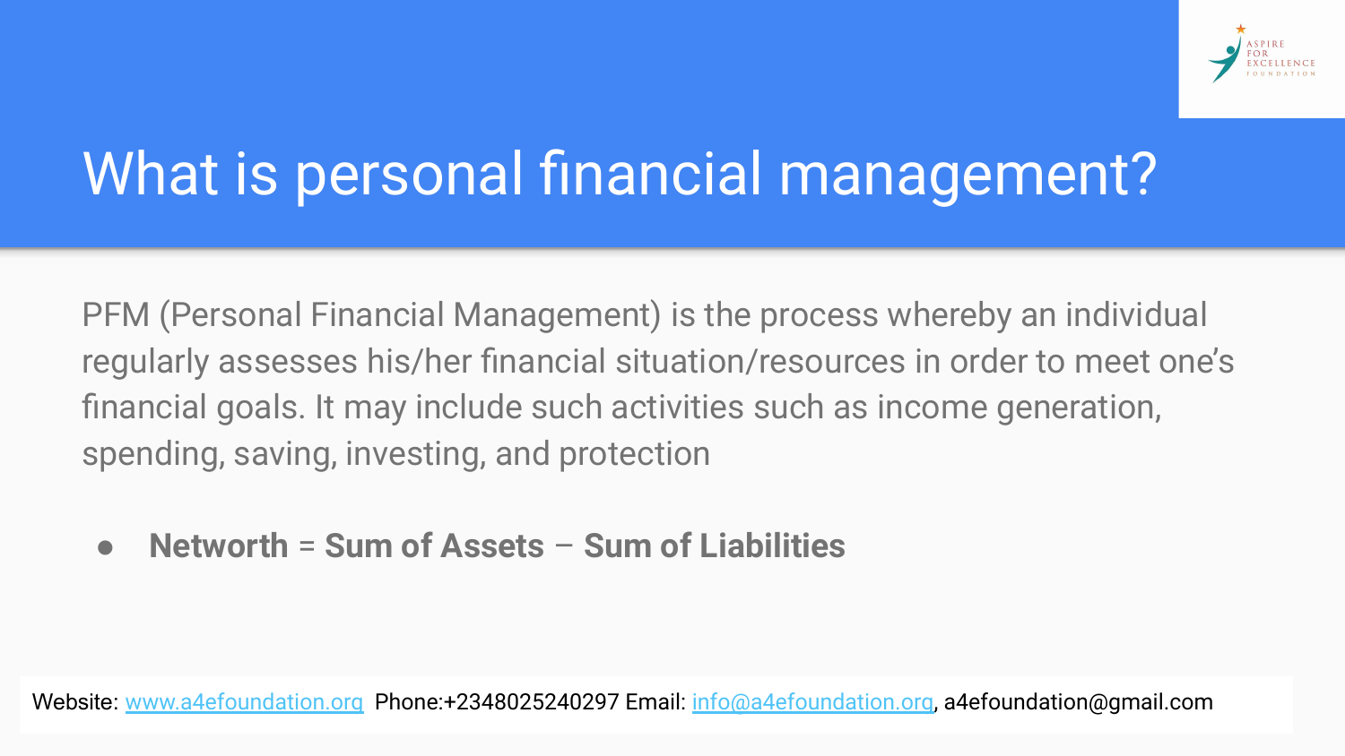# What is personal financial management?

PFM (Personal Financial Management) is the process whereby an individual regularly assesses his/her financial situation/resources in order to meet one's financial goals. It may include such activities such as income generation, spending, saving, investing, and protection

- **Networth** = **Sum of Assets** – **Sum of Liabilities**

Website: www.a4efoundation.org Phone:+2348025240297 Email: info@a4efoundation.org, a4efoundation@gmail.com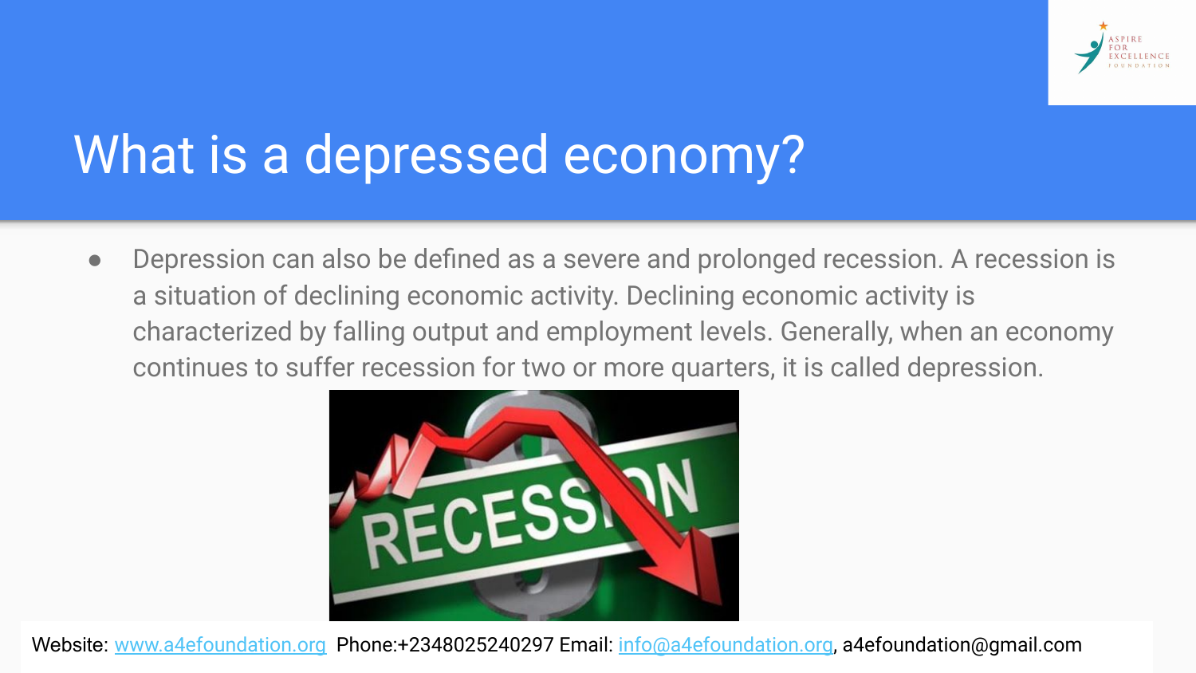# What is a depressed economy?

- Depression can also be defined as a severe and prolonged recession. A recession is a situation of declining economic activity. Declining economic activity is characterized by falling output and employment levels. Generally, when an economy continues to suffer recession for two or more quarters, it is called depression.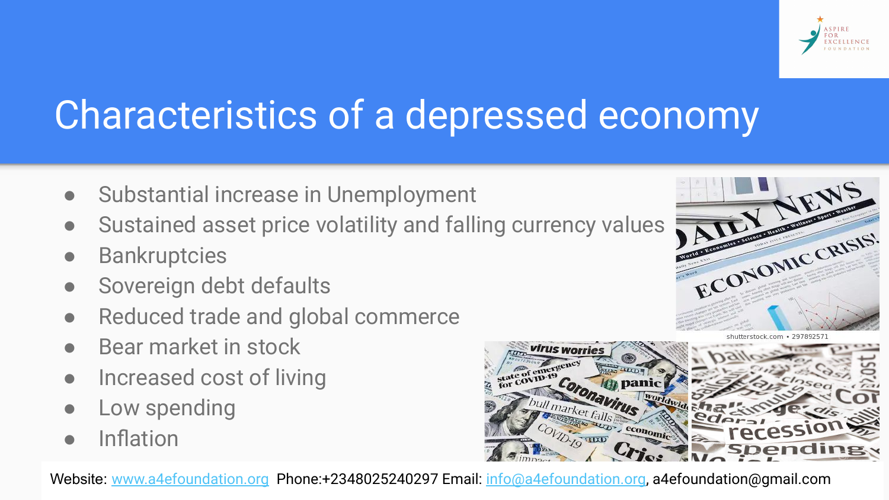# Characteristics of a depressed economy

- Substantial increase in Unemployment
- Sustained asset price volatility and falling currency values
- Bankruptcies
- Sovereign debt defaults
- Reduced trade and global commerce
- Bear market in stock
- Increased cost of living
- Low spending
- Inflation

Website: www.a4efoundation.org Phone:+2348025240297 Email: info@a4efoundation.org, a4efoundation@gmail.com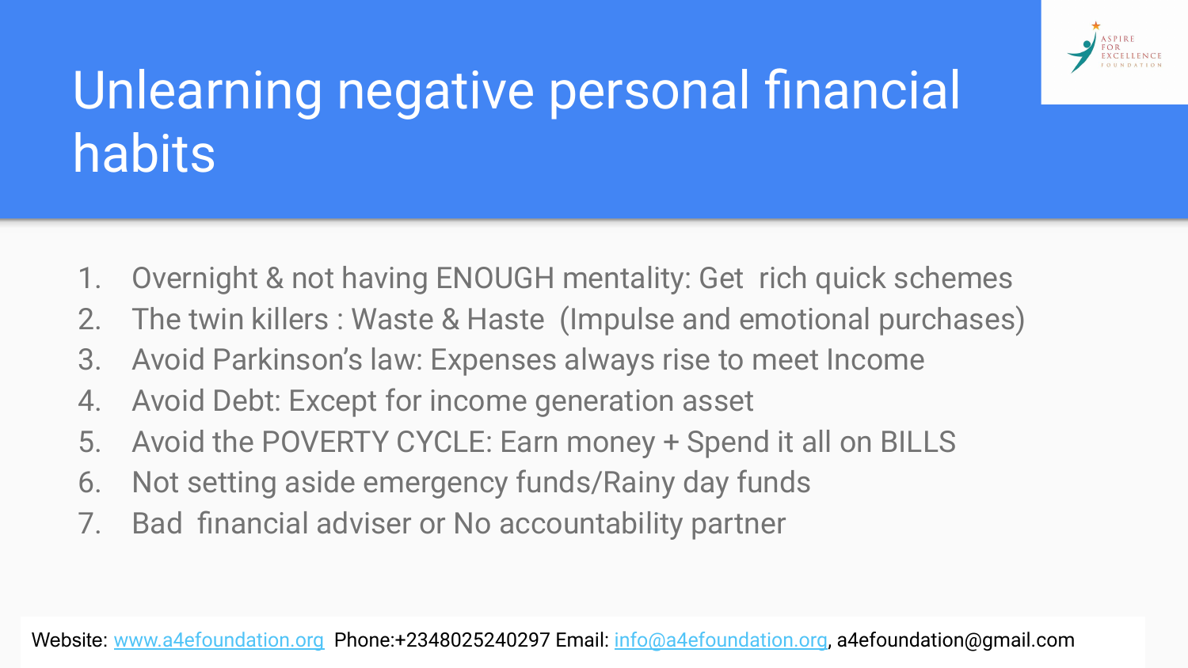# Unearning negative personal financial habits

1. Overnight & not having ENOUGH mentality: Get rich quick schemes
2. The twin killers : Waste & Haste (Impulse and emotional purchases)
3. Avoid Parkinson's law: Expenses always rise to meet Income
4. Avoid Debt: Except for income generation asset
5. Avoid the POVERTY CYCLE: Earn money + Spend it all on BILLS
6. Not setting aside emergency funds/Rainy day funds
7. Bad financial adviser or No accountability partner

Website: www.a4efoundation.org Phone:+2348025240297 Email: info@a4efoundation.org, a4efoundation@gmail.com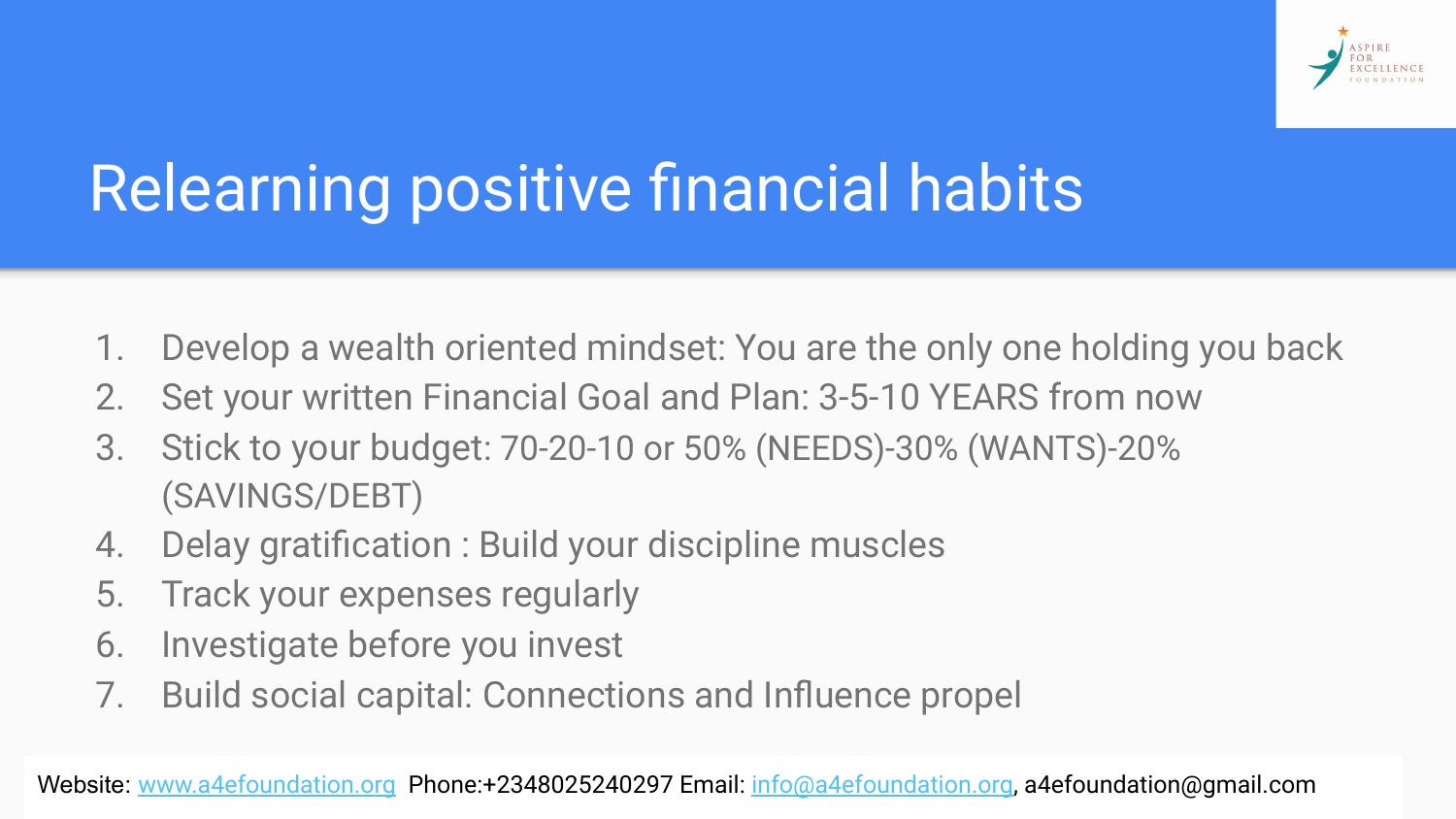# Relearning positive financial habits

1. Develop a wealth oriented mindset: You are the only one holding you back
2. Set your written Financial Goal and Plan: 3-5-10 YEARS from now
3. Stick to your budget: 70-20-10 or 50% (NEEDS)-30% (WANTS)-20% (SAVINGS/DEBT)
4. Delay gratification : Build your discipline muscles
5. Track your expenses regularly
6. Investigate before you invest
7. Build social capital: Connections and Influence propel

Website: www.a4efoundation.org Phone:+2348025240297 Email: info@a4efoundation.org, a4efoundation@gmail.com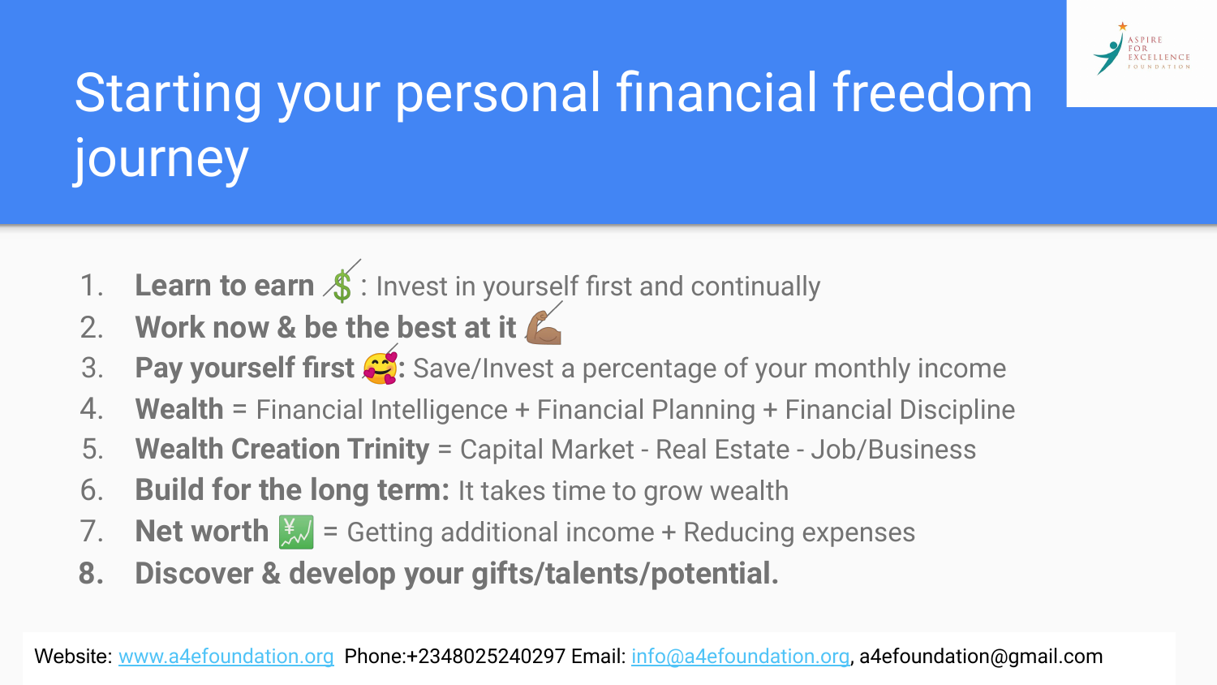# Starting your personal financial freedom journey

1. **Learn to earn** 💲: Invest in yourself first and continually
2. **Work now & be the best at it** 💪🏽
3. **Pay yourself first** 🥰: Save/Invest a percentage of your monthly income
4. **Wealth** = Financial Intelligence + Financial Planning + Financial Discipline
5. **Wealth Creation Trinity** = Capital Market - Real Estate - Job/Business
6. **Build for the long term:** It takes time to grow wealth
7. **Net worth** 💹 = Getting additional income + Reducing expenses
8. **Discover & develop your gifts/talents/potential.**

Website: www.a4efoundation.org Phone:+2348025240297 Email: info@a4efoundation.org, a4efoundation@gmail.com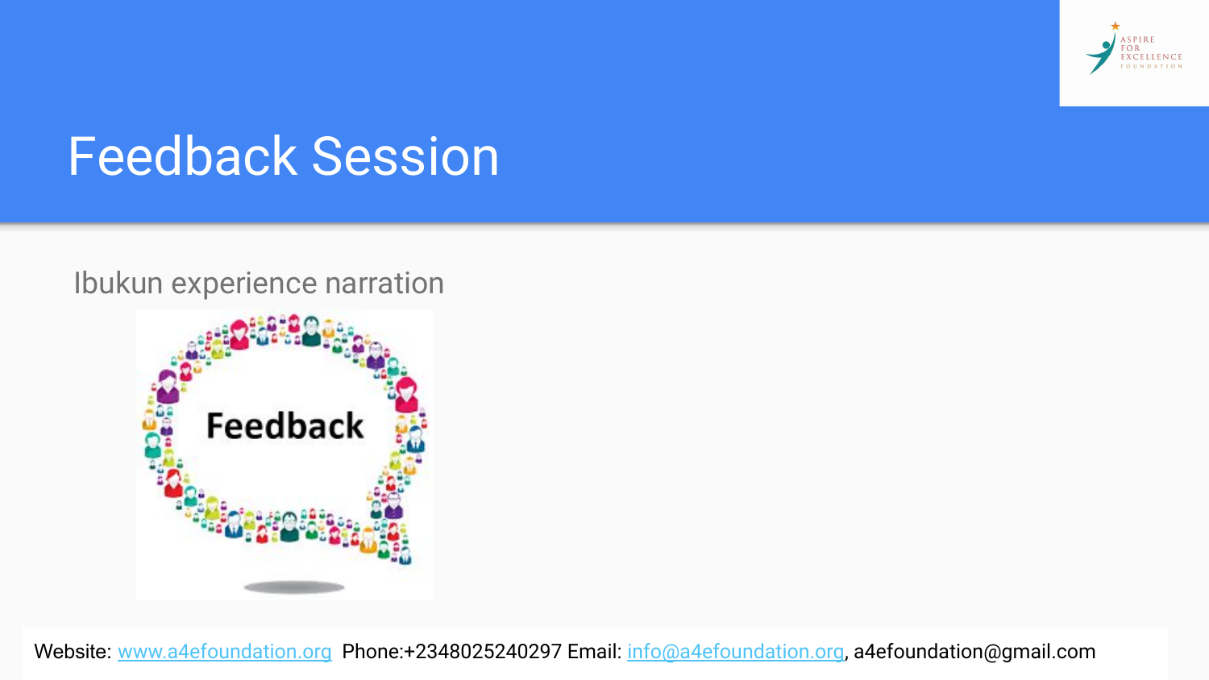# Feedback Session

Ibukun experience narration

Website: www.a4efoundation.org Phone:+2348025240297 Email: info@a4efoundation.org, a4efoundation@gmail.com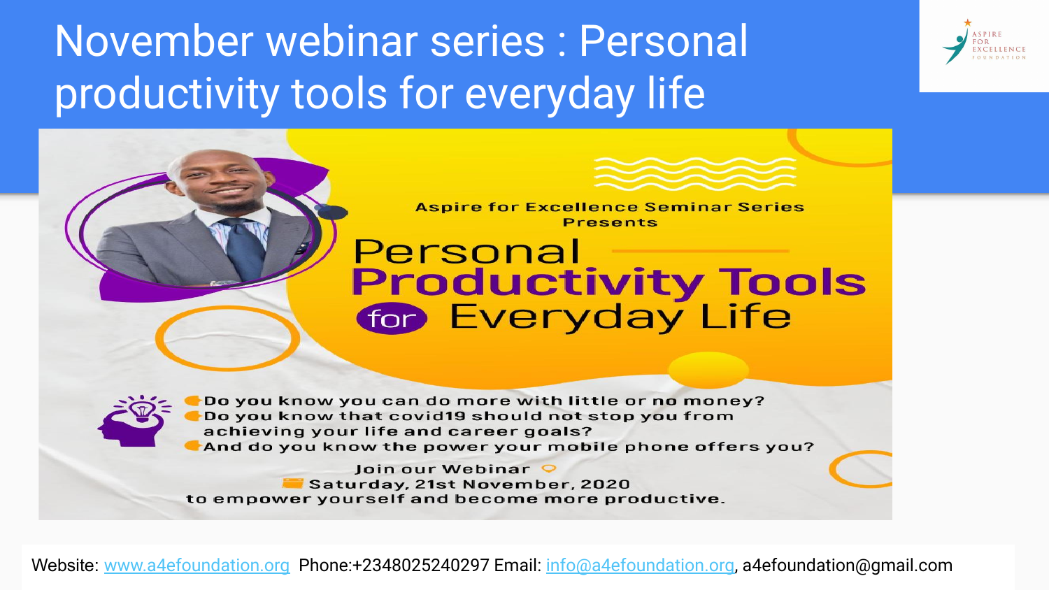# November webinar series : Personal productivity tools for everyday life

Aspire for Excellence Seminar Series
Presents

Personal
**Productivity Tools**
for Everyday Life

- Do you know you can do more with little or no money?
- Do you know that covid19 should not stop you from achieving your life and career goals?
- And do you know the power your mobile phone offers you?

Join our Webinar
Saturday, 21st November, 2020
to empower yourself and become more productive.

Website: www.a4efoundation.org Phone:+2348025240297 Email: info@a4efoundation.org, a4efoundation@gmail.com